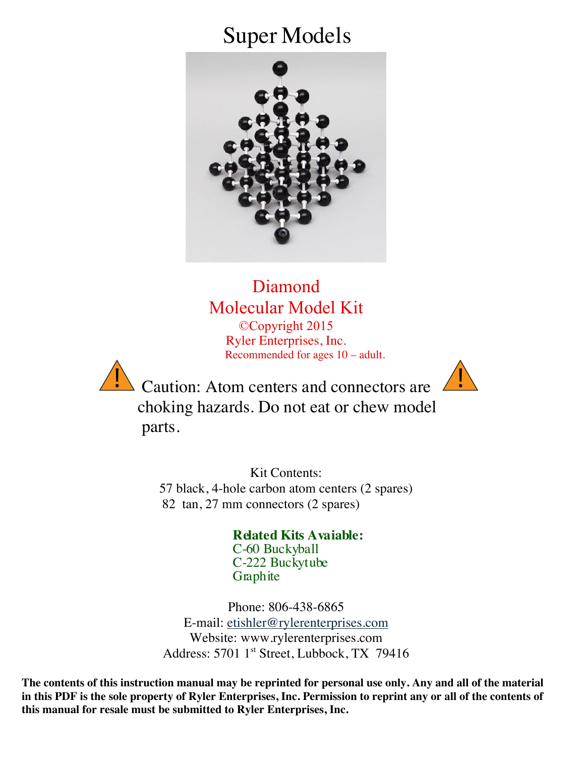# Super Models

## Diamond
## Molecular Model Kit

©Copyright 2015
Ryler Enterprises, Inc.
Recommended for ages 10 – adult.

Caution: Atom centers and connectors are choking hazards. Do not eat or chew model parts.

Kit Contents:
57 black, 4-hole carbon atom centers (2 spares)
82 tan, 27 mm connectors (2 spares)

**Related Kits Avaiable:**
C-60 Buckyball
C-222 Buckytube
Graphite

Phone: 806-438-6865
E-mail: etishler@rylerenterprises.com
Website: www.rylerenterprises.com
Address: 5701 1st Street, Lubbock, TX 79416

**The contents of this instruction manual may be reprinted for personal use only. Any and all of the material in this PDF is the sole property of Ryler Enterprises, Inc. Permission to reprint any or all of the contents of this manual for resale must be submitted to Ryler Enterprises, Inc.**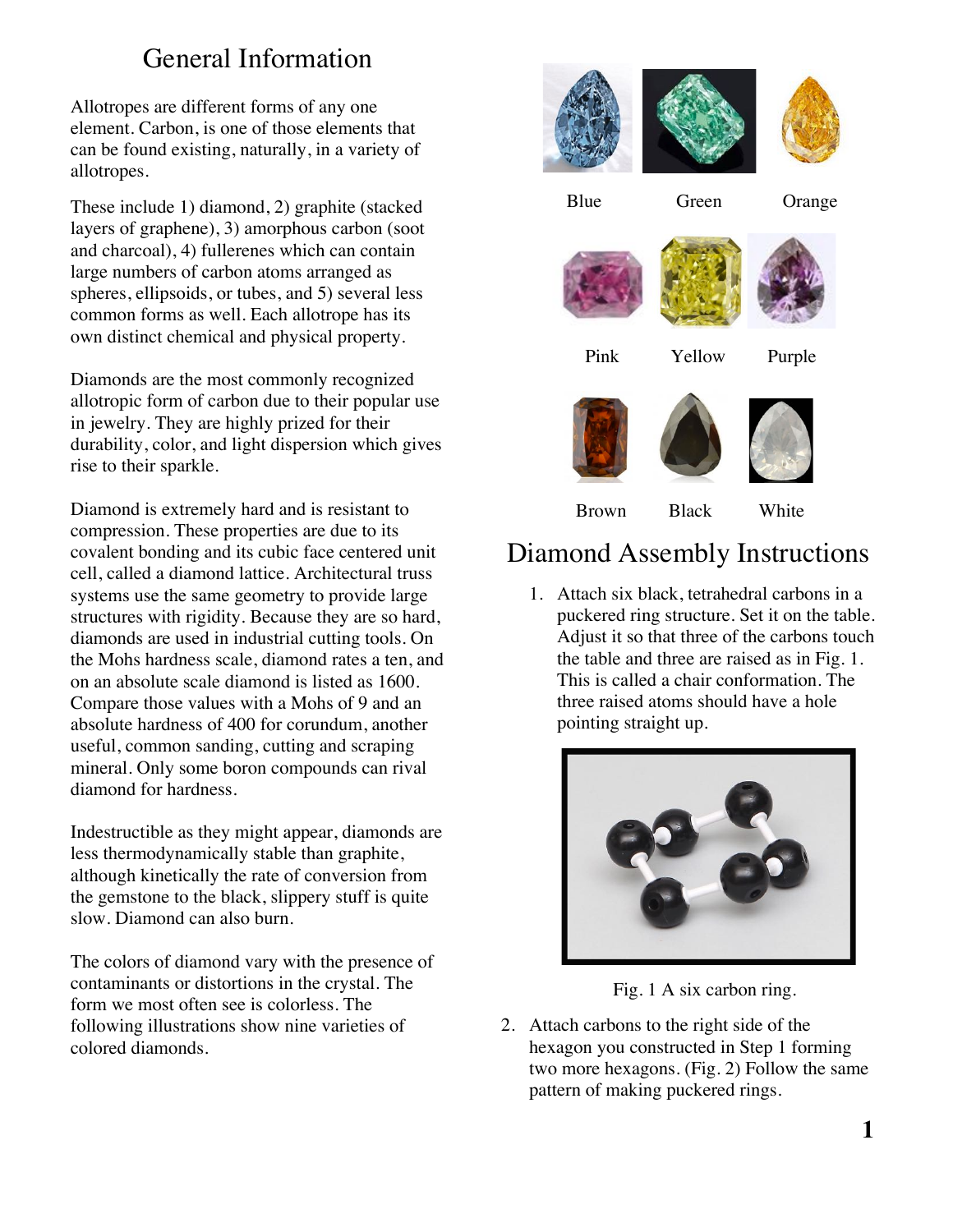# General Information

Allotropes are different forms of any one element. Carbon, is one of those elements that can be found existing, naturally, in a variety of allotropes.

These include 1) diamond, 2) graphite (stacked layers of graphene), 3) amorphous carbon (soot and charcoal), 4) fullerenes which can contain large numbers of carbon atoms arranged as spheres, ellipsoids, or tubes, and 5) several less common forms as well. Each allotrope has its own distinct chemical and physical property.

Diamonds are the most commonly recognized allotropic form of carbon due to their popular use in jewelry. They are highly prized for their durability, color, and light dispersion which gives rise to their sparkle.

Diamond is extremely hard and is resistant to compression. These properties are due to its covalent bonding and its cubic face centered unit cell, called a diamond lattice. Architectural truss systems use the same geometry to provide large structures with rigidity. Because they are so hard, diamonds are used in industrial cutting tools. On the Mohs hardness scale, diamond rates a ten, and on an absolute scale diamond is listed as 1600. Compare those values with a Mohs of 9 and an absolute hardness of 400 for corundum, another useful, common sanding, cutting and scraping mineral. Only some boron compounds can rival diamond for hardness.

Indestructible as they might appear, diamonds are less thermodynamically stable than graphite, although kinetically the rate of conversion from the gemstone to the black, slippery stuff is quite slow. Diamond can also burn.

The colors of diamond vary with the presence of contaminants or distortions in the crystal. The form we most often see is colorless. The following illustrations show nine varieties of colored diamonds.

Blue Green Orange

Pink Yellow Purple

Brown Black White

# Diamond Assembly Instructions

1. Attach six black, tetrahedral carbons in a puckered ring structure. Set it on the table. Adjust it so that three of the carbons touch the table and three are raised as in Fig. 1. This is called a chair conformation. The three raised atoms should have a hole pointing straight up.

Fig. 1 A six carbon ring.

2. Attach carbons to the right side of the hexagon you constructed in Step 1 forming two more hexagons. (Fig. 2) Follow the same pattern of making puckered rings.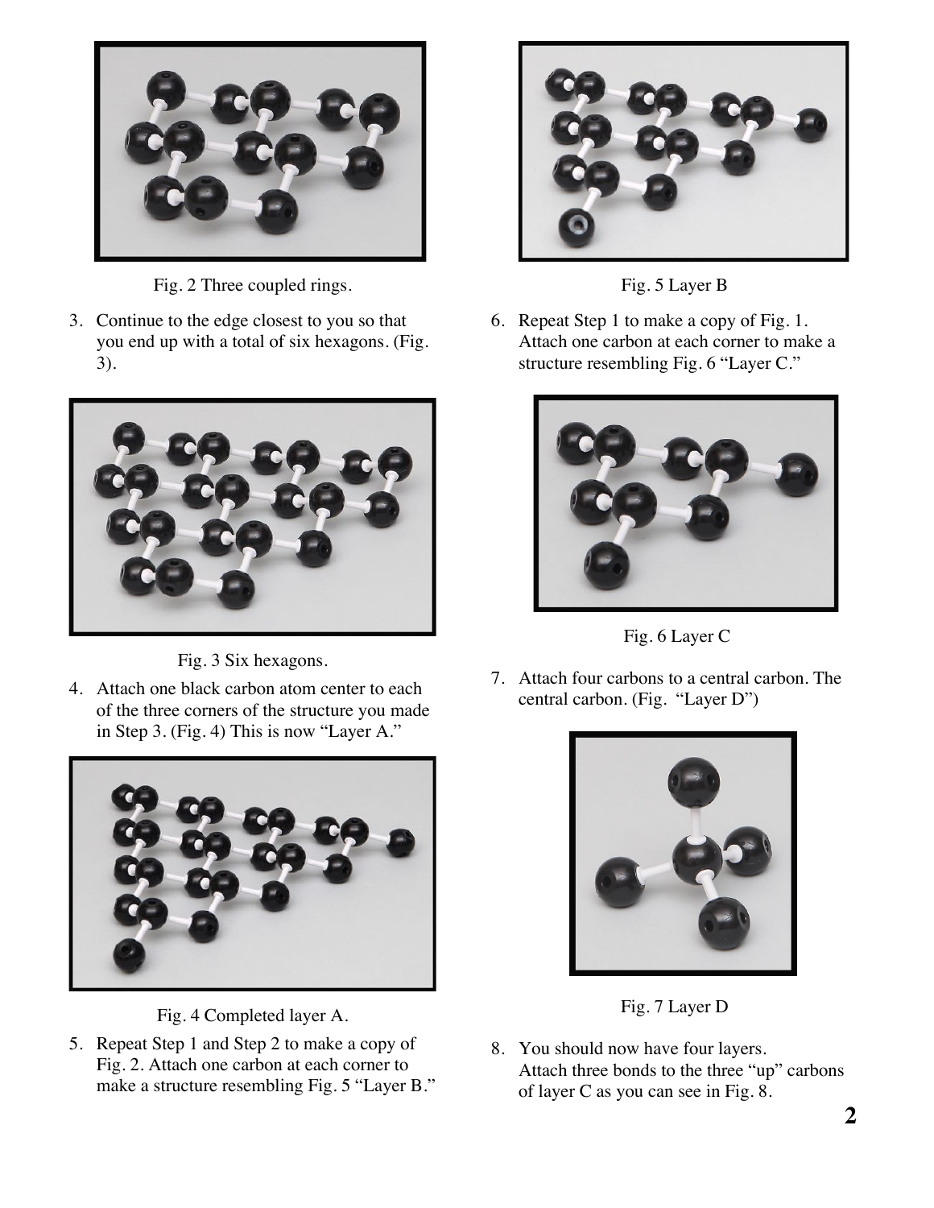Fig. 2 Three coupled rings.

3. Continue to the edge closest to you so that you end up with a total of six hexagons. (Fig. 3).

Fig. 3 Six hexagons.

4. Attach one black carbon atom center to each of the three corners of the structure you made in Step 3. (Fig. 4) This is now "Layer A."

Fig. 4 Completed layer A.

5. Repeat Step 1 and Step 2 to make a copy of Fig. 2. Attach one carbon at each corner to make a structure resembling Fig. 5 "Layer B."

Fig. 5 Layer B

6. Repeat Step 1 to make a copy of Fig. 1. Attach one carbon at each corner to make a structure resembling Fig. 6 "Layer C."

Fig. 6 Layer C

7. Attach four carbons to a central carbon. The central carbon. (Fig.  "Layer D")

Fig. 7 Layer D

8. You should now have four layers. Attach three bonds to the three "up" carbons of layer C as you can see in Fig. 8.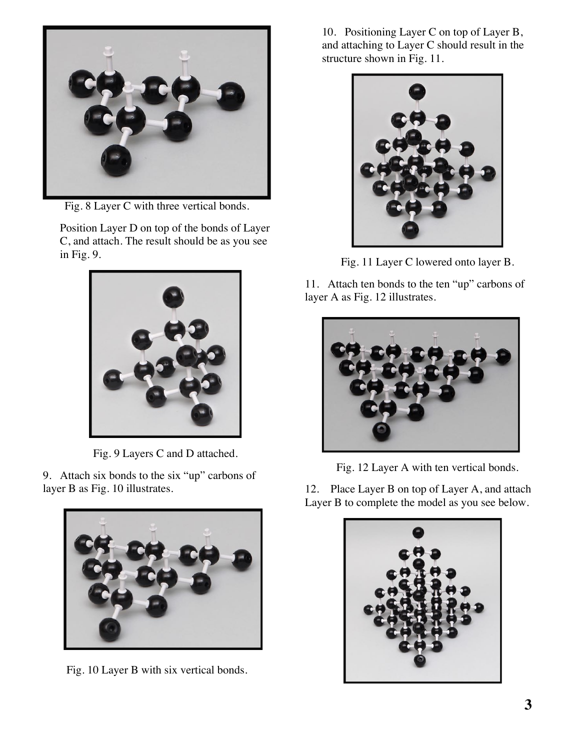Fig. 8 Layer C with three vertical bonds.

Position Layer D on top of the bonds of Layer C, and attach. The result should be as you see in Fig. 9.

Fig. 9 Layers C and D attached.

9. Attach six bonds to the six “up” carbons of layer B as Fig. 10 illustrates.

Fig. 10 Layer B with six vertical bonds.

10. Positioning Layer C on top of Layer B, and attaching to Layer C should result in the structure shown in Fig. 11.

Fig. 11 Layer C lowered onto layer B.

11. Attach ten bonds to the ten “up” carbons of layer A as Fig. 12 illustrates.

Fig. 12 Layer A with ten vertical bonds.

12. Place Layer B on top of Layer A, and attach Layer B to complete the model as you see below.